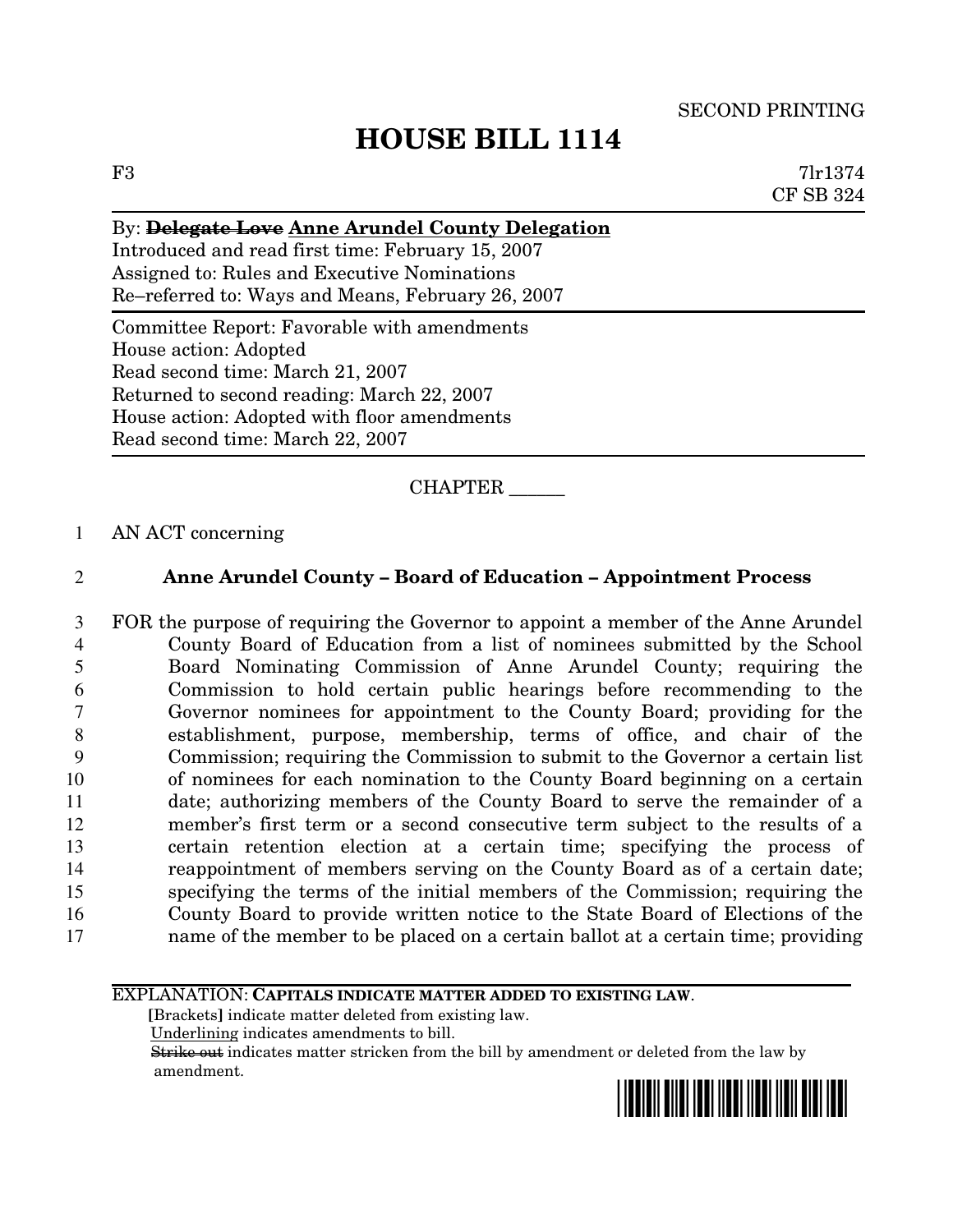SECOND PRINTING

# HOUSE BILL 1114

F3 7lr1374
CF SB 324

By: ~~Delegate Love~~ Anne Arundel County Delegation
Introduced and read first time: February 15, 2007
Assigned to: Rules and Executive Nominations
Re–referred to: Ways and Means, February 26, 2007

Committee Report: Favorable with amendments
House action: Adopted
Read second time: March 21, 2007
Returned to second reading: March 22, 2007
House action: Adopted with floor amendments
Read second time: March 22, 2007

CHAPTER ______

AN ACT concerning

## Anne Arundel County – Board of Education – Appointment Process

FOR the purpose of requiring the Governor to appoint a member of the Anne Arundel County Board of Education from a list of nominees submitted by the School Board Nominating Commission of Anne Arundel County; requiring the Commission to hold certain public hearings before recommending to the Governor nominees for appointment to the County Board; providing for the establishment, purpose, membership, terms of office, and chair of the Commission; requiring the Commission to submit to the Governor a certain list of nominees for each nomination to the County Board beginning on a certain date; authorizing members of the County Board to serve the remainder of a member's first term or a second consecutive term subject to the results of a certain retention election at a certain time; specifying the process of reappointment of members serving on the County Board as of a certain date; specifying the terms of the initial members of the Commission; requiring the County Board to provide written notice to the State Board of Elections of the name of the member to be placed on a certain ballot at a certain time; providing

EXPLANATION: **CAPITALS INDICATE MATTER ADDED TO EXISTING LAW**.
**[**Brackets**]** indicate matter deleted from existing law.
Underlining indicates amendments to bill.
~~Strike out~~ indicates matter stricken from the bill by amendment or deleted from the law by amendment.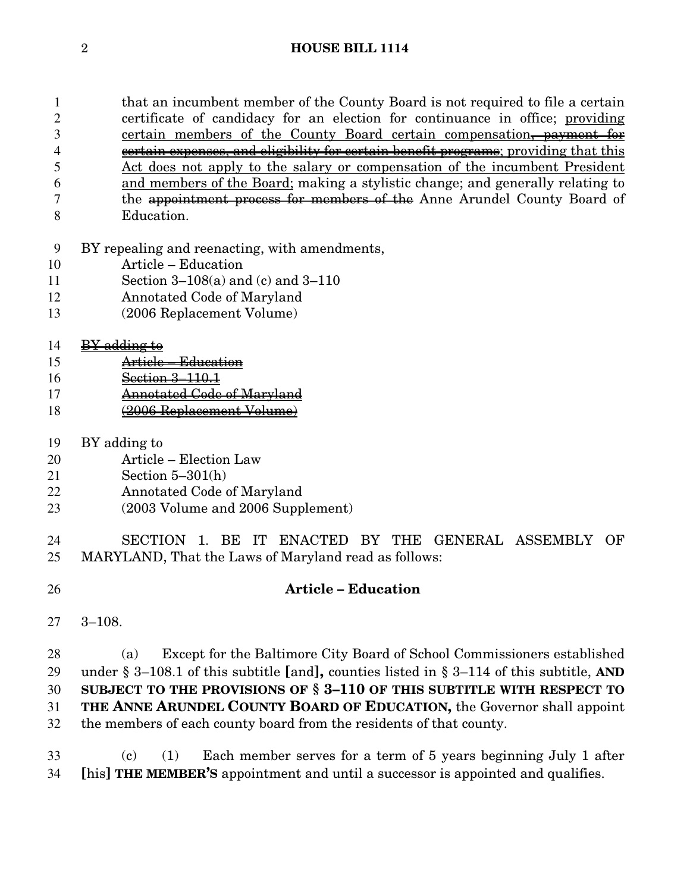that an incumbent member of the County Board is not required to file a certain certificate of candidacy for an election for continuance in office; providing certain members of the County Board certain compensation~~, payment for certain expenses, and eligibility for certain benefit programs~~; providing that this Act does not apply to the salary or compensation of the incumbent President and members of the Board; making a stylistic change; and generally relating to the ~~appointment process for members of the~~ Anne Arundel County Board of Education.

BY repealing and reenacting, with amendments,
Article – Education
Section 3–108(a) and (c) and 3–110
Annotated Code of Maryland
(2006 Replacement Volume)

~~BY adding to~~
~~Article – Education~~
~~Section 3–110.1~~
~~Annotated Code of Maryland~~
~~(2006 Replacement Volume)~~

BY adding to
Article – Election Law
Section 5–301(h)
Annotated Code of Maryland
(2003 Volume and 2006 Supplement)

SECTION 1. BE IT ENACTED BY THE GENERAL ASSEMBLY OF MARYLAND, That the Laws of Maryland read as follows:

**Article – Education**

3–108.

(a) Except for the Baltimore City Board of School Commissioners established under § 3–108.1 of this subtitle [and]**,** counties listed in § 3–114 of this subtitle, **AND SUBJECT TO THE PROVISIONS OF § 3–110 OF THIS SUBTITLE WITH RESPECT TO THE ANNE ARUNDEL COUNTY BOARD OF EDUCATION,** the Governor shall appoint the members of each county board from the residents of that county.

(c) (1) Each member serves for a term of 5 years beginning July 1 after [his] **THE MEMBER'S** appointment and until a successor is appointed and qualifies.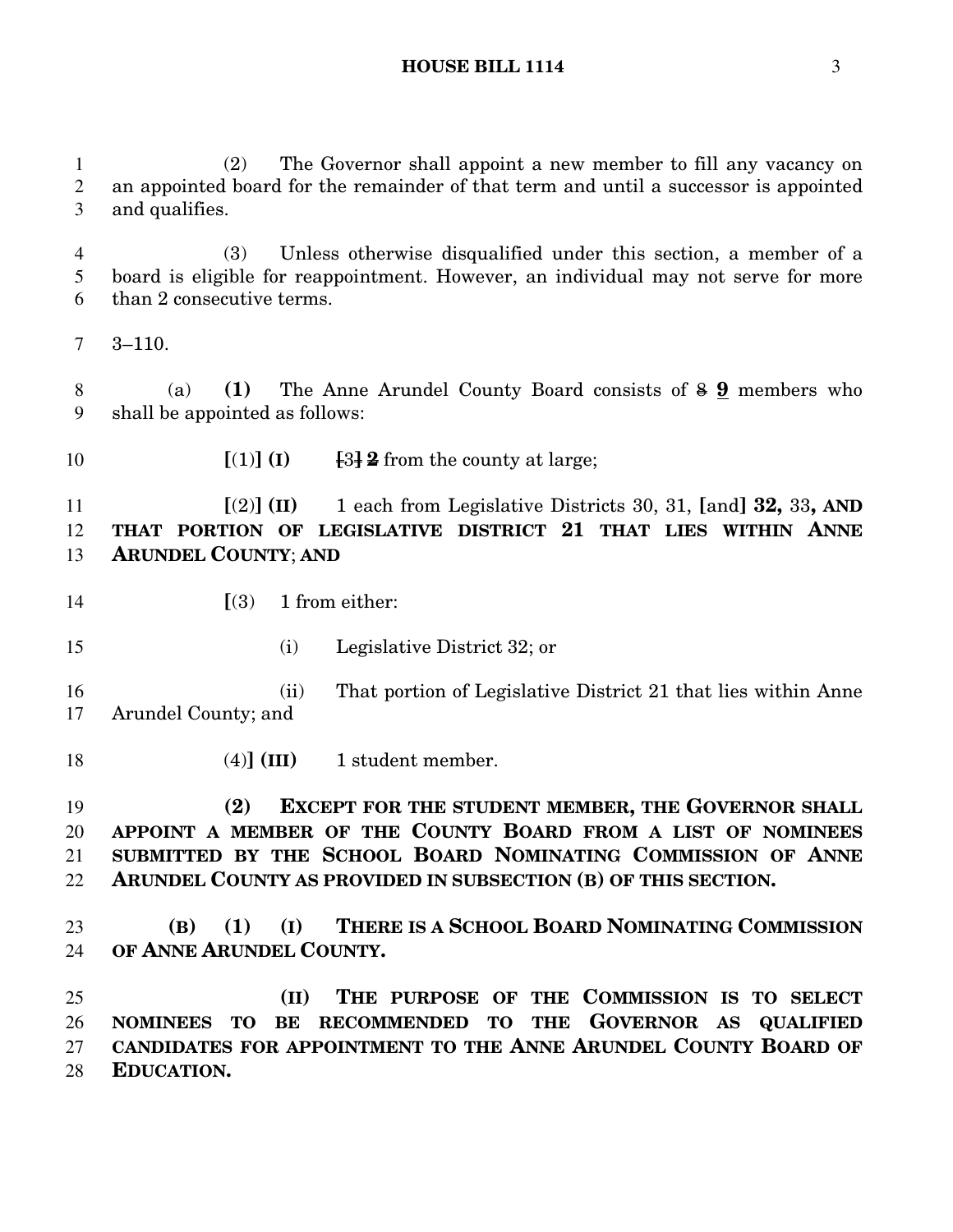(2) The Governor shall appoint a new member to fill any vacancy on an appointed board for the remainder of that term and until a successor is appointed and qualifies.

(3) Unless otherwise disqualified under this section, a member of a board is eligible for reappointment. However, an individual may not serve for more than 2 consecutive terms.

3–110.

(a) **(1)** The Anne Arundel County Board consists of ~~8~~ **9** members who shall be appointed as follows:

**[**(1)**] (I)** ~~[3]~~ ~~**2**~~ from the county at large;

**[**(2)**] (II)** 1 each from Legislative Districts 30, 31, **[**and**] 32,** 33**, AND THAT PORTION OF LEGISLATIVE DISTRICT 21 THAT LIES WITHIN ANNE ARUNDEL COUNTY**; **AND**

**[**(3) 1 from either:

(i) Legislative District 32; or

(ii) That portion of Legislative District 21 that lies within Anne Arundel County; and

(4)**] (III)** 1 student member.

**(2) EXCEPT FOR THE STUDENT MEMBER, THE GOVERNOR SHALL APPOINT A MEMBER OF THE COUNTY BOARD FROM A LIST OF NOMINEES SUBMITTED BY THE SCHOOL BOARD NOMINATING COMMISSION OF ANNE ARUNDEL COUNTY AS PROVIDED IN SUBSECTION (B) OF THIS SECTION.**

**(B) (1) (I) THERE IS A SCHOOL BOARD NOMINATING COMMISSION OF ANNE ARUNDEL COUNTY.**

**(II) THE PURPOSE OF THE COMMISSION IS TO SELECT NOMINEES TO BE RECOMMENDED TO THE GOVERNOR AS QUALIFIED CANDIDATES FOR APPOINTMENT TO THE ANNE ARUNDEL COUNTY BOARD OF EDUCATION.**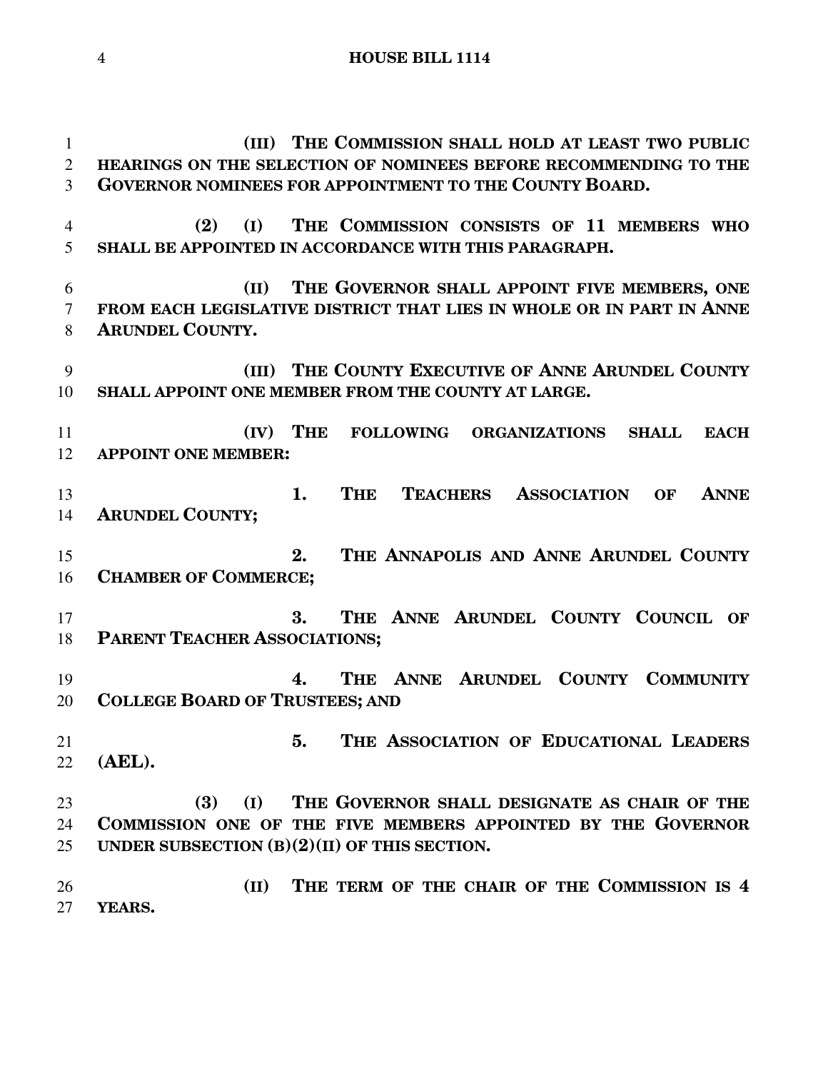**(III) THE COMMISSION SHALL HOLD AT LEAST TWO PUBLIC HEARINGS ON THE SELECTION OF NOMINEES BEFORE RECOMMENDING TO THE GOVERNOR NOMINEES FOR APPOINTMENT TO THE COUNTY BOARD.**

**(2) (I) THE COMMISSION CONSISTS OF 11 MEMBERS WHO SHALL BE APPOINTED IN ACCORDANCE WITH THIS PARAGRAPH.**

**(II) THE GOVERNOR SHALL APPOINT FIVE MEMBERS, ONE FROM EACH LEGISLATIVE DISTRICT THAT LIES IN WHOLE OR IN PART IN ANNE ARUNDEL COUNTY.**

**(III) THE COUNTY EXECUTIVE OF ANNE ARUNDEL COUNTY SHALL APPOINT ONE MEMBER FROM THE COUNTY AT LARGE.**

**(IV) THE FOLLOWING ORGANIZATIONS SHALL EACH APPOINT ONE MEMBER:**

**1. THE TEACHERS ASSOCIATION OF ANNE ARUNDEL COUNTY;**

**2. THE ANNAPOLIS AND ANNE ARUNDEL COUNTY CHAMBER OF COMMERCE;**

**3. THE ANNE ARUNDEL COUNTY COUNCIL OF PARENT TEACHER ASSOCIATIONS;**

**4. THE ANNE ARUNDEL COUNTY COMMUNITY COLLEGE BOARD OF TRUSTEES; AND**

**5. THE ASSOCIATION OF EDUCATIONAL LEADERS (AEL).**

**(3) (I) THE GOVERNOR SHALL DESIGNATE AS CHAIR OF THE COMMISSION ONE OF THE FIVE MEMBERS APPOINTED BY THE GOVERNOR UNDER SUBSECTION (B)(2)(II) OF THIS SECTION.**

**(II) THE TERM OF THE CHAIR OF THE COMMISSION IS 4 YEARS.**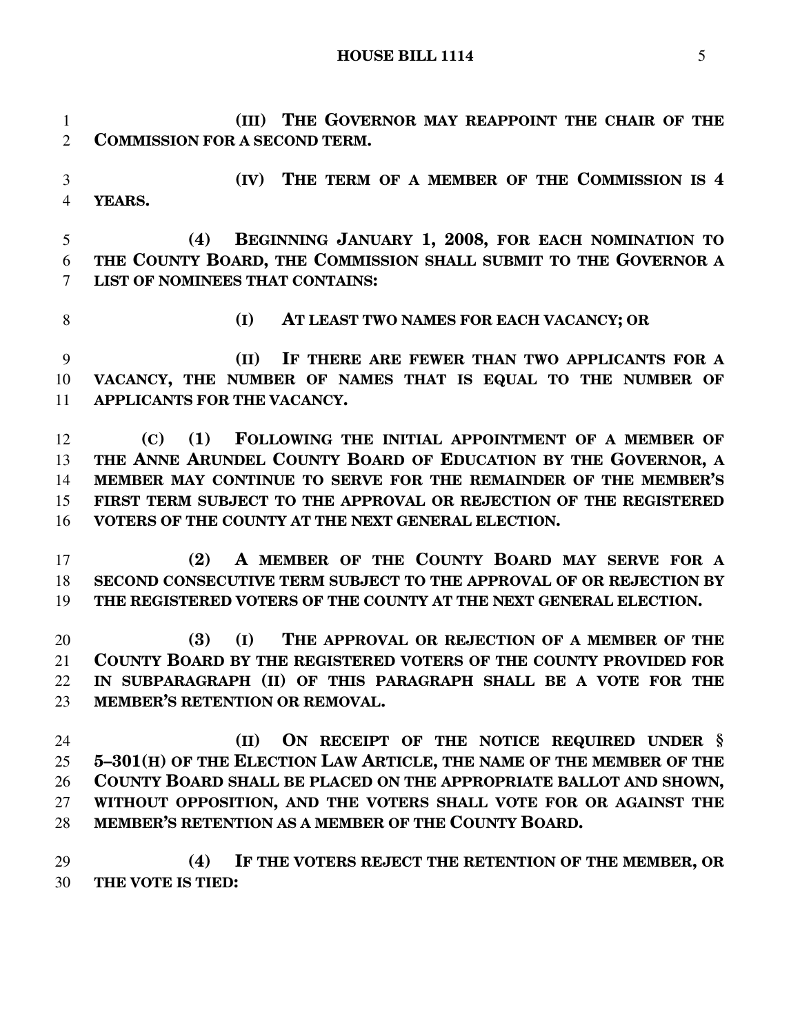**(III) THE GOVERNOR MAY REAPPOINT THE CHAIR OF THE COMMISSION FOR A SECOND TERM.**

**(IV) THE TERM OF A MEMBER OF THE COMMISSION IS 4 YEARS.**

**(4) BEGINNING JANUARY 1, 2008, FOR EACH NOMINATION TO THE COUNTY BOARD, THE COMMISSION SHALL SUBMIT TO THE GOVERNOR A LIST OF NOMINEES THAT CONTAINS:**

**(I) AT LEAST TWO NAMES FOR EACH VACANCY; OR**

**(II) IF THERE ARE FEWER THAN TWO APPLICANTS FOR A VACANCY, THE NUMBER OF NAMES THAT IS EQUAL TO THE NUMBER OF APPLICANTS FOR THE VACANCY.**

**(C) (1) FOLLOWING THE INITIAL APPOINTMENT OF A MEMBER OF THE ANNE ARUNDEL COUNTY BOARD OF EDUCATION BY THE GOVERNOR, A MEMBER MAY CONTINUE TO SERVE FOR THE REMAINDER OF THE MEMBER'S FIRST TERM SUBJECT TO THE APPROVAL OR REJECTION OF THE REGISTERED VOTERS OF THE COUNTY AT THE NEXT GENERAL ELECTION.**

**(2) A MEMBER OF THE COUNTY BOARD MAY SERVE FOR A SECOND CONSECUTIVE TERM SUBJECT TO THE APPROVAL OF OR REJECTION BY THE REGISTERED VOTERS OF THE COUNTY AT THE NEXT GENERAL ELECTION.**

**(3) (I) THE APPROVAL OR REJECTION OF A MEMBER OF THE COUNTY BOARD BY THE REGISTERED VOTERS OF THE COUNTY PROVIDED FOR IN SUBPARAGRAPH (II) OF THIS PARAGRAPH SHALL BE A VOTE FOR THE MEMBER'S RETENTION OR REMOVAL.**

**(II) ON RECEIPT OF THE NOTICE REQUIRED UNDER § 5–301(H) OF THE ELECTION LAW ARTICLE, THE NAME OF THE MEMBER OF THE COUNTY BOARD SHALL BE PLACED ON THE APPROPRIATE BALLOT AND SHOWN, WITHOUT OPPOSITION, AND THE VOTERS SHALL VOTE FOR OR AGAINST THE MEMBER'S RETENTION AS A MEMBER OF THE COUNTY BOARD.**

**(4) IF THE VOTERS REJECT THE RETENTION OF THE MEMBER, OR THE VOTE IS TIED:**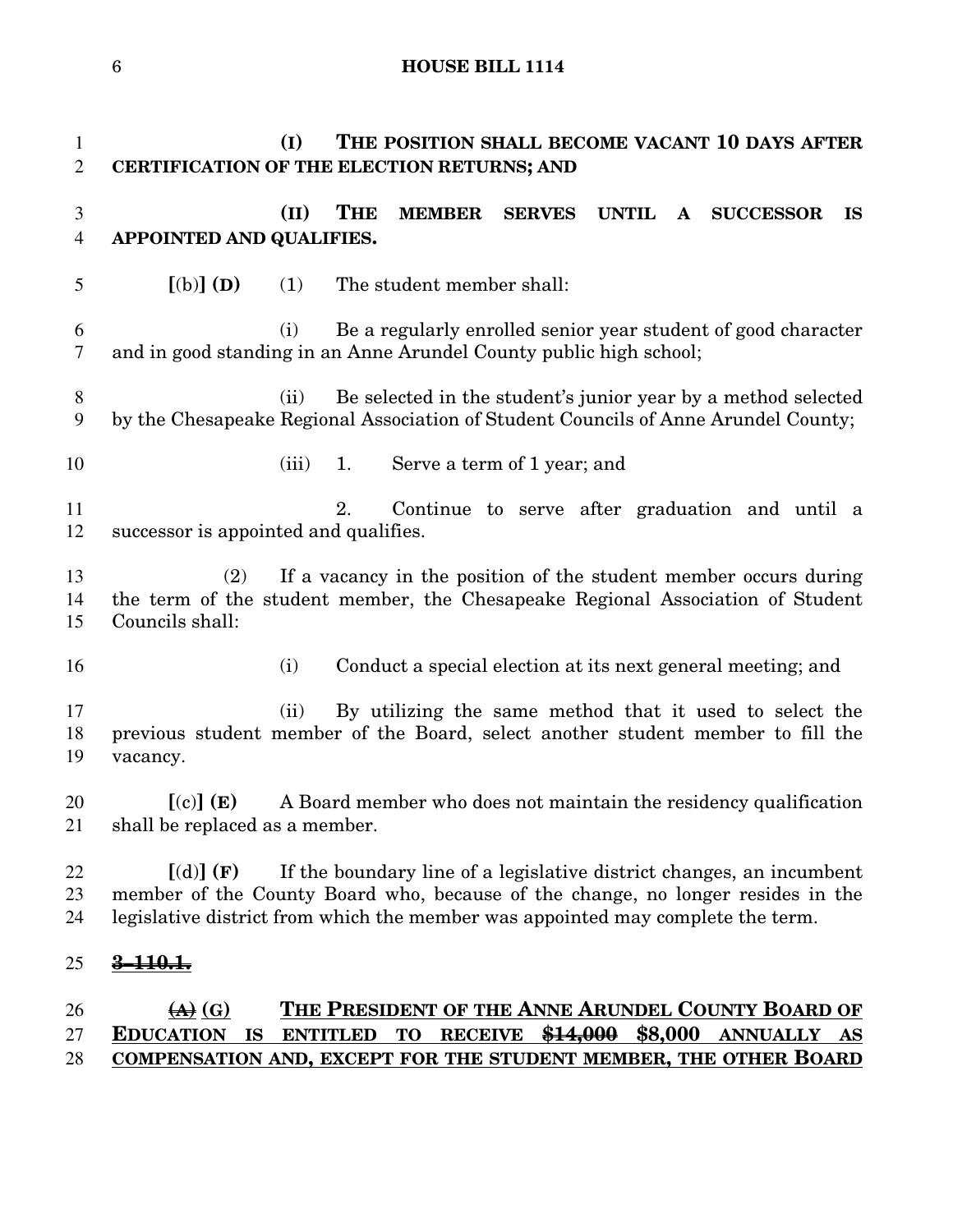(I) **THE POSITION SHALL BECOME VACANT 10 DAYS AFTER CERTIFICATION OF THE ELECTION RETURNS; AND**

(II) **THE MEMBER SERVES UNTIL A SUCCESSOR IS APPOINTED AND QUALIFIES.**

[(b)] **(D)** (1) The student member shall:

(i) Be a regularly enrolled senior year student of good character and in good standing in an Anne Arundel County public high school;

(ii) Be selected in the student's junior year by a method selected by the Chesapeake Regional Association of Student Councils of Anne Arundel County;

(iii) 1. Serve a term of 1 year; and

2. Continue to serve after graduation and until a successor is appointed and qualifies.

(2) If a vacancy in the position of the student member occurs during the term of the student member, the Chesapeake Regional Association of Student Councils shall:

(i) Conduct a special election at its next general meeting; and

(ii) By utilizing the same method that it used to select the previous student member of the Board, select another student member to fill the vacancy.

[(c)] **(E)** A Board member who does not maintain the residency qualification shall be replaced as a member.

[(d)] **(F)** If the boundary line of a legislative district changes, an incumbent member of the County Board who, because of the change, no longer resides in the legislative district from which the member was appointed may complete the term.

~~**3–110.1.**~~

~~**(A)**~~ **(G)** **THE PRESIDENT OF THE ANNE ARUNDEL COUNTY BOARD OF EDUCATION IS ENTITLED TO RECEIVE ~~$14,000~~ $8,000 ANNUALLY AS COMPENSATION AND, EXCEPT FOR THE STUDENT MEMBER, THE OTHER BOARD**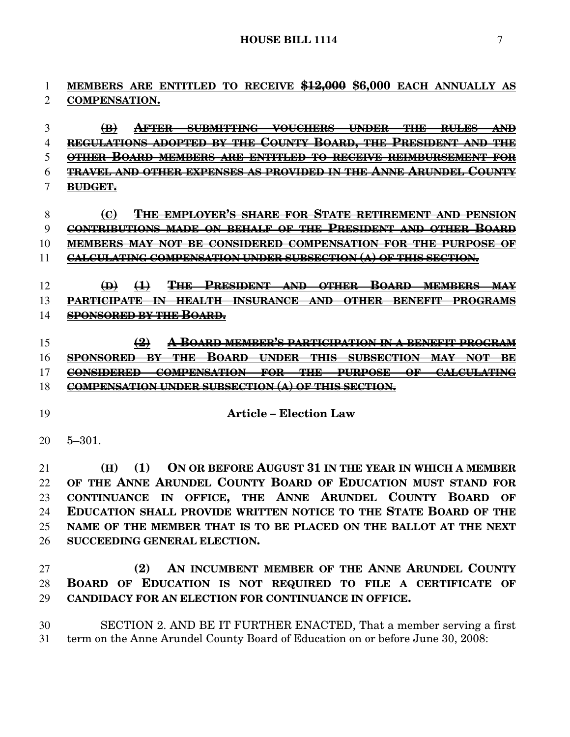**MEMBERS ARE ENTITLED TO RECEIVE ~~$12,000~~ $6,000 EACH ANNUALLY AS COMPENSATION.**

~~**(B) AFTER SUBMITTING VOUCHERS UNDER THE RULES AND REGULATIONS ADOPTED BY THE COUNTY BOARD, THE PRESIDENT AND THE OTHER BOARD MEMBERS ARE ENTITLED TO RECEIVE REIMBURSEMENT FOR TRAVEL AND OTHER EXPENSES AS PROVIDED IN THE ANNE ARUNDEL COUNTY BUDGET.**~~

~~**(C) THE EMPLOYER'S SHARE FOR STATE RETIREMENT AND PENSION CONTRIBUTIONS MADE ON BEHALF OF THE PRESIDENT AND OTHER BOARD MEMBERS MAY NOT BE CONSIDERED COMPENSATION FOR THE PURPOSE OF CALCULATING COMPENSATION UNDER SUBSECTION (A) OF THIS SECTION.**~~

~~**(D) (1) THE PRESIDENT AND OTHER BOARD MEMBERS MAY PARTICIPATE IN HEALTH INSURANCE AND OTHER BENEFIT PROGRAMS SPONSORED BY THE BOARD.**~~

~~**(2) A BOARD MEMBER'S PARTICIPATION IN A BENEFIT PROGRAM SPONSORED BY THE BOARD UNDER THIS SUBSECTION MAY NOT BE CONSIDERED COMPENSATION FOR THE PURPOSE OF CALCULATING COMPENSATION UNDER SUBSECTION (A) OF THIS SECTION.**~~

**Article – Election Law**

5–301.

**(H) (1) ON OR BEFORE AUGUST 31 IN THE YEAR IN WHICH A MEMBER OF THE ANNE ARUNDEL COUNTY BOARD OF EDUCATION MUST STAND FOR CONTINUANCE IN OFFICE, THE ANNE ARUNDEL COUNTY BOARD OF EDUCATION SHALL PROVIDE WRITTEN NOTICE TO THE STATE BOARD OF THE NAME OF THE MEMBER THAT IS TO BE PLACED ON THE BALLOT AT THE NEXT SUCCEEDING GENERAL ELECTION.**

**(2) AN INCUMBENT MEMBER OF THE ANNE ARUNDEL COUNTY BOARD OF EDUCATION IS NOT REQUIRED TO FILE A CERTIFICATE OF CANDIDACY FOR AN ELECTION FOR CONTINUANCE IN OFFICE.**

SECTION 2. AND BE IT FURTHER ENACTED, That a member serving a first term on the Anne Arundel County Board of Education on or before June 30, 2008: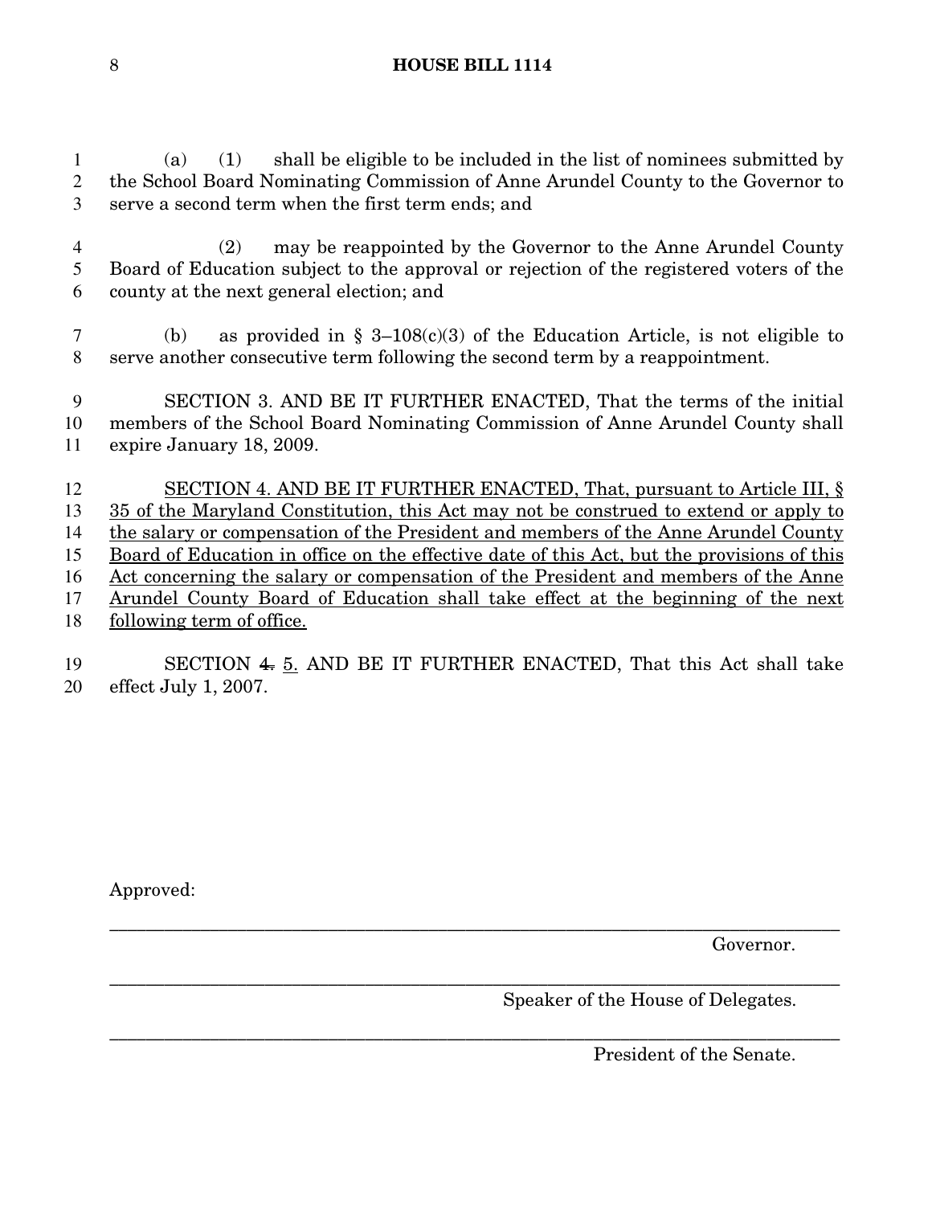(a) (1) shall be eligible to be included in the list of nominees submitted by the School Board Nominating Commission of Anne Arundel County to the Governor to serve a second term when the first term ends; and

(2) may be reappointed by the Governor to the Anne Arundel County Board of Education subject to the approval or rejection of the registered voters of the county at the next general election; and

(b) as provided in § 3–108(c)(3) of the Education Article, is not eligible to serve another consecutive term following the second term by a reappointment.

SECTION 3. AND BE IT FURTHER ENACTED, That the terms of the initial members of the School Board Nominating Commission of Anne Arundel County shall expire January 18, 2009.

<u>SECTION 4. AND BE IT FURTHER ENACTED, That, pursuant to Article III, § 35 of the Maryland Constitution, this Act may not be construed to extend or apply to the salary or compensation of the President and members of the Anne Arundel County Board of Education in office on the effective date of this Act, but the provisions of this Act concerning the salary or compensation of the President and members of the Anne Arundel County Board of Education shall take effect at the beginning of the next following term of office.</u>

SECTION ~~4.~~ <u>5.</u> AND BE IT FURTHER ENACTED, That this Act shall take effect July 1, 2007.

Approved:

\_\_\_\_\_\_\_\_\_\_\_\_\_\_\_\_\_\_\_\_\_\_\_\_\_\_\_\_\_\_\_\_\_\_\_\_\_\_\_\_\_\_\_\_\_\_\_\_\_\_\_\_\_\_\_\_\_\_\_\_\_\_\_\_\_\_\_\_\_\_\_\_

Governor.

\_\_\_\_\_\_\_\_\_\_\_\_\_\_\_\_\_\_\_\_\_\_\_\_\_\_\_\_\_\_\_\_\_\_\_\_\_\_\_\_\_\_\_\_\_\_\_\_\_\_\_\_\_\_\_\_\_\_\_\_\_\_\_\_\_\_\_\_\_\_\_\_

Speaker of the House of Delegates.

\_\_\_\_\_\_\_\_\_\_\_\_\_\_\_\_\_\_\_\_\_\_\_\_\_\_\_\_\_\_\_\_\_\_\_\_\_\_\_\_\_\_\_\_\_\_\_\_\_\_\_\_\_\_\_\_\_\_\_\_\_\_\_\_\_\_\_\_\_\_\_\_

President of the Senate.